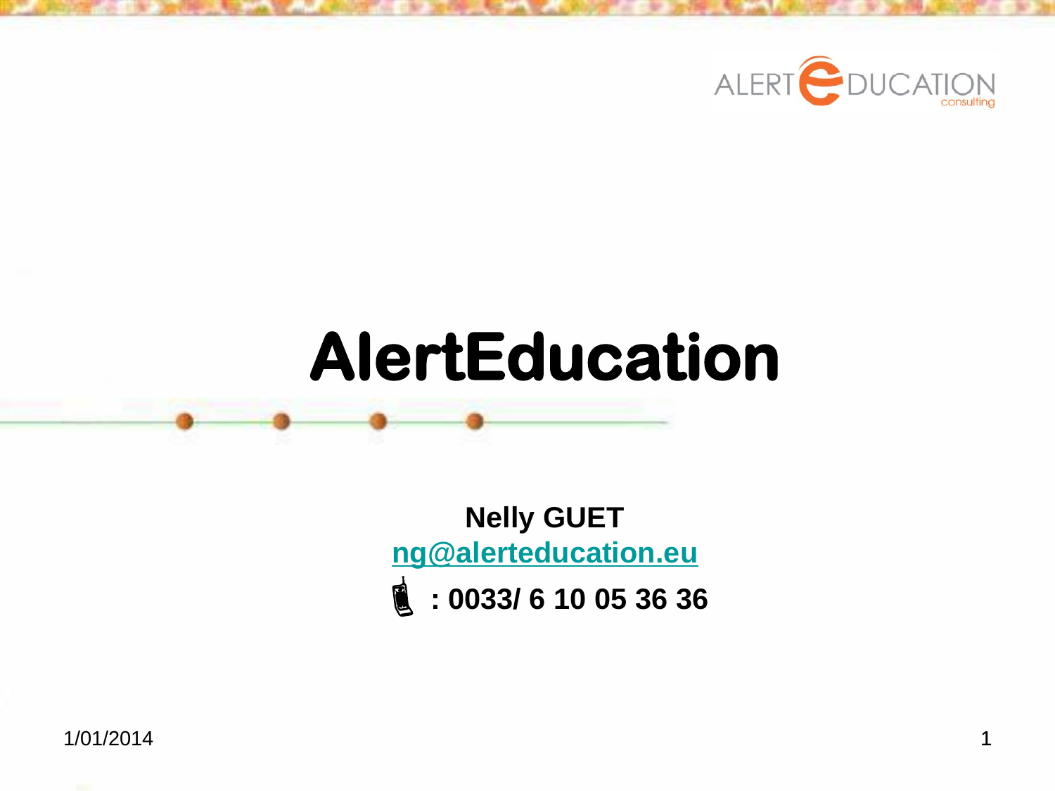# AlertEducation

**Nelly GUET**

**ng@alerteducation.eu**

**: 0033/ 6 10 05 36 36**

1/01/2014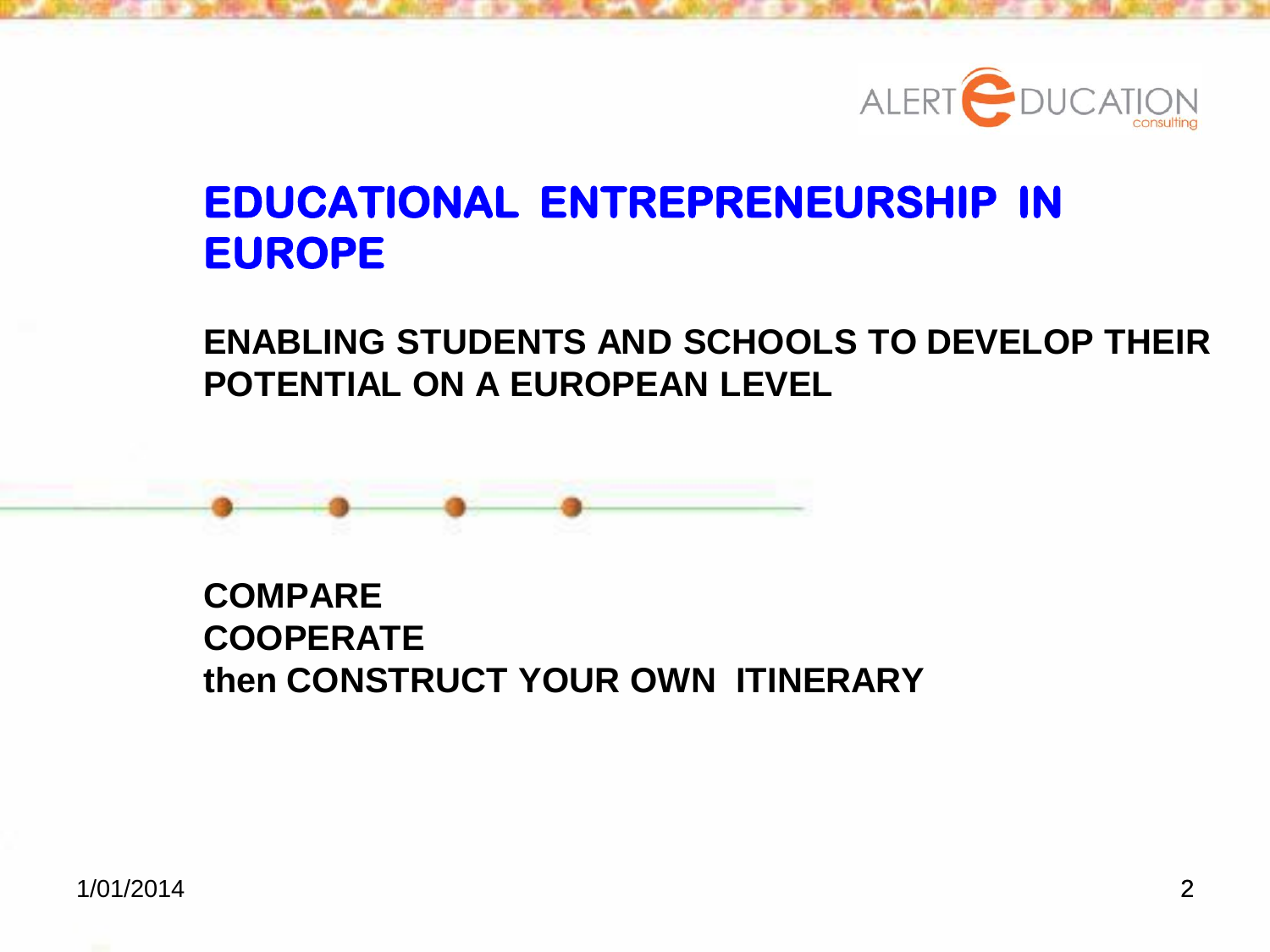# EDUCATIONAL ENTREPRENEURSHIP IN EUROPE

**ENABLING STUDENTS AND SCHOOLS TO DEVELOP THEIR POTENTIAL ON A EUROPEAN LEVEL**

**COMPARE**
**COOPERATE**
**then CONSTRUCT YOUR OWN ITINERARY**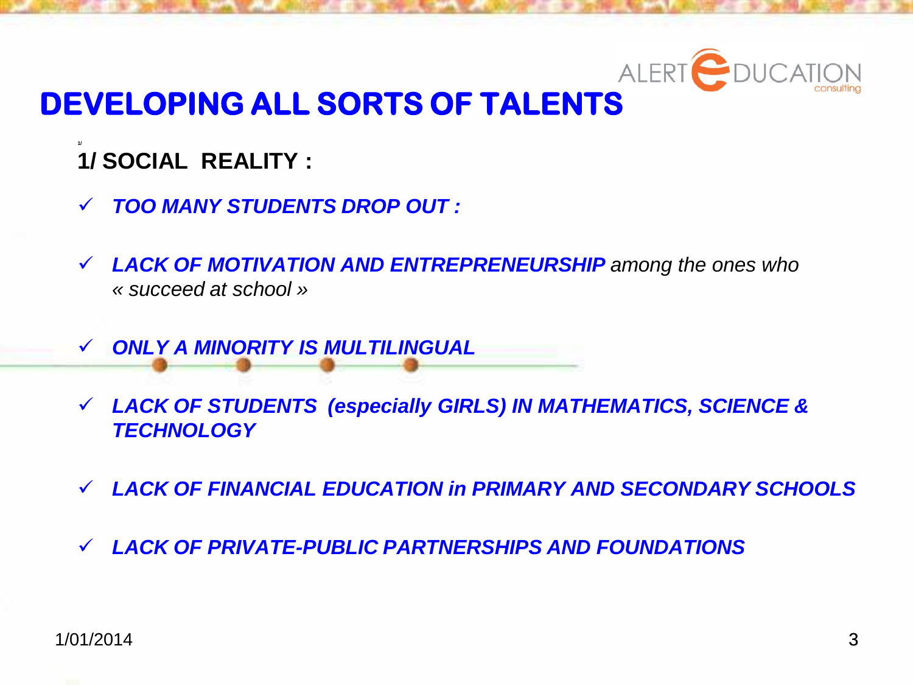# DEVELOPING ALL SORTS OF TALENTS

**1/ SOCIAL REALITY :**

- ***TOO MANY STUDENTS DROP OUT :***
- ***LACK OF MOTIVATION AND ENTREPRENEURSHIP*** *among the ones who « succeed at school »*
- ***ONLY A MINORITY IS MULTILINGUAL***
- ***LACK OF STUDENTS (especially GIRLS) IN MATHEMATICS, SCIENCE & TECHNOLOGY***
- ***LACK OF FINANCIAL EDUCATION in PRIMARY AND SECONDARY SCHOOLS***
- ***LACK OF PRIVATE-PUBLIC PARTNERSHIPS AND FOUNDATIONS***

1/01/2014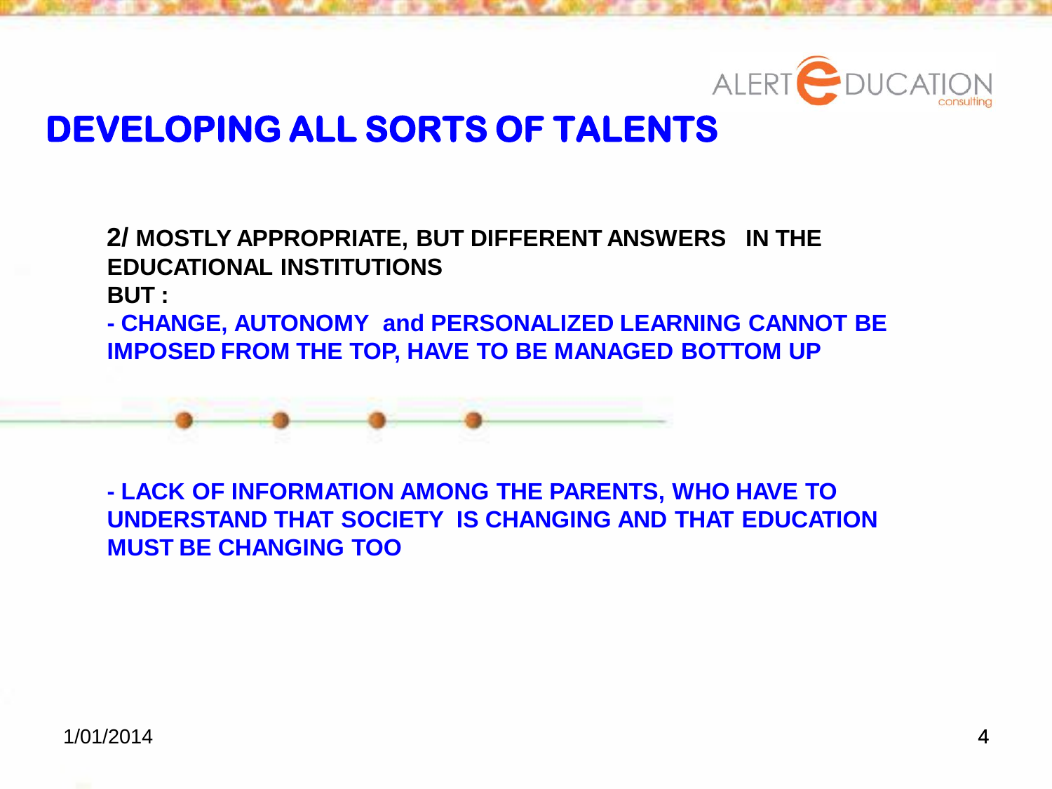# DEVELOPING ALL SORTS OF TALENTS

**2/ MOSTLY APPROPRIATE, BUT DIFFERENT ANSWERS IN THE EDUCATIONAL INSTITUTIONS**

**BUT :**

**- CHANGE, AUTONOMY and PERSONALIZED LEARNING CANNOT BE IMPOSED FROM THE TOP, HAVE TO BE MANAGED BOTTOM UP**

**- LACK OF INFORMATION AMONG THE PARENTS, WHO HAVE TO UNDERSTAND THAT SOCIETY IS CHANGING AND THAT EDUCATION MUST BE CHANGING TOO**

1/01/2014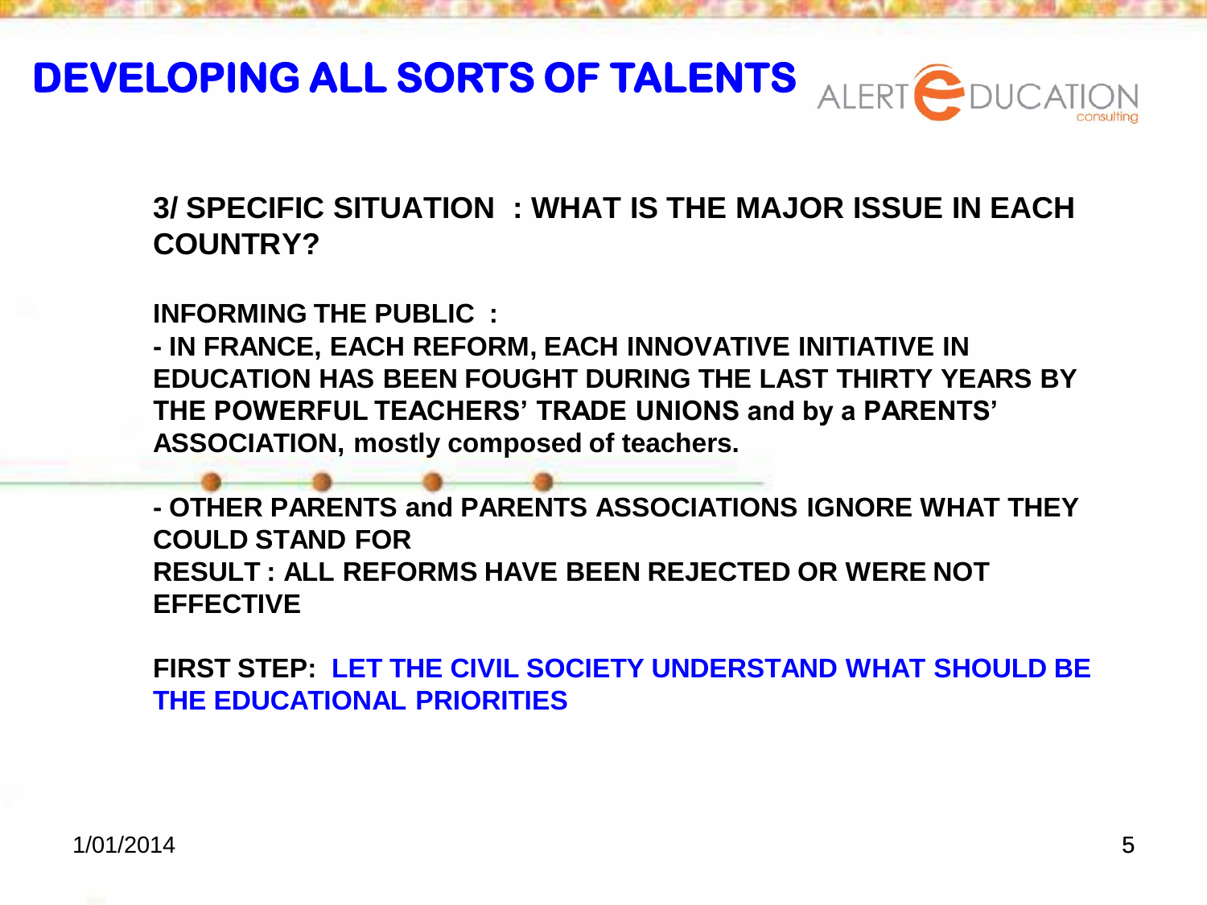# DEVELOPING ALL SORTS OF TALENTS

ALERT EDUCATION consulting

## 3/ SPECIFIC SITUATION : WHAT IS THE MAJOR ISSUE IN EACH COUNTRY?

**INFORMING THE PUBLIC :**

**- IN FRANCE, EACH REFORM, EACH INNOVATIVE INITIATIVE IN EDUCATION HAS BEEN FOUGHT DURING THE LAST THIRTY YEARS BY THE POWERFUL TEACHERS' TRADE UNIONS and by a PARENTS' ASSOCIATION, mostly composed of teachers.**

**- OTHER PARENTS and PARENTS ASSOCIATIONS IGNORE WHAT THEY COULD STAND FOR**

**RESULT : ALL REFORMS HAVE BEEN REJECTED OR WERE NOT EFFECTIVE**

**FIRST STEP: LET THE CIVIL SOCIETY UNDERSTAND WHAT SHOULD BE THE EDUCATIONAL PRIORITIES**

1/01/2014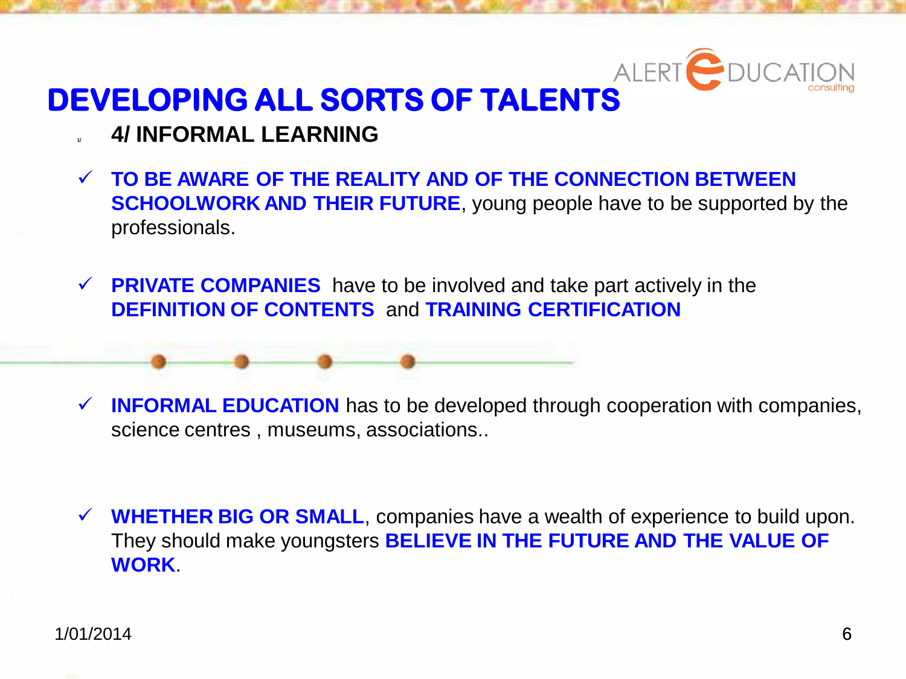# DEVELOPING ALL SORTS OF TALENTS

## 4/ INFORMAL LEARNING

- ✓ **TO BE AWARE OF THE REALITY AND OF THE CONNECTION BETWEEN SCHOOLWORK AND THEIR FUTURE**, young people have to be supported by the professionals.

- ✓ **PRIVATE COMPANIES** have to be involved and take part actively in the **DEFINITION OF CONTENTS** and **TRAINING CERTIFICATION**

- ✓ **INFORMAL EDUCATION** has to be developed through cooperation with companies, science centres , museums, associations..

- ✓ **WHETHER BIG OR SMALL**, companies have a wealth of experience to build upon. They should make youngsters **BELIEVE IN THE FUTURE AND THE VALUE OF WORK**.

1/01/2014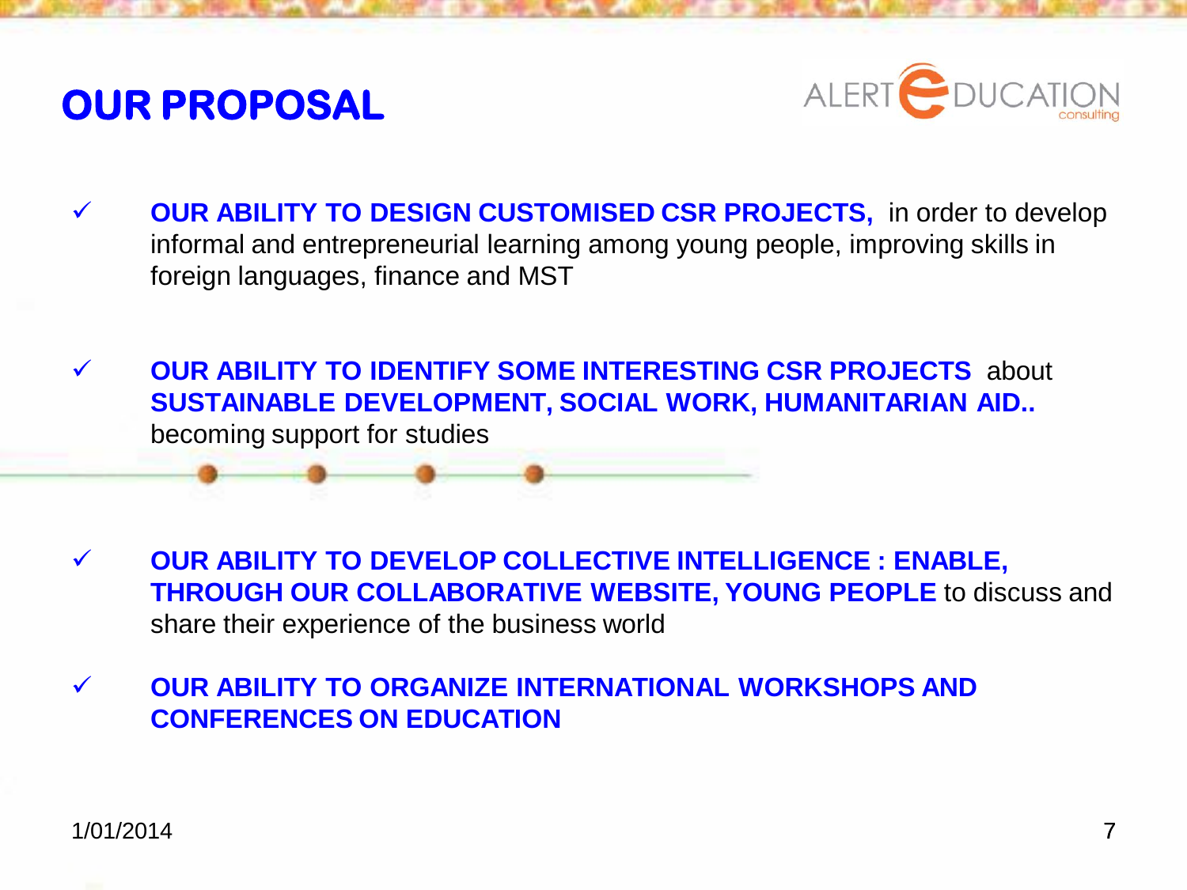# OUR PROPOSAL

- ✓ **OUR ABILITY TO DESIGN CUSTOMISED CSR PROJECTS,** in order to develop informal and entrepreneurial learning among young people, improving skills in foreign languages, finance and MST

- ✓ **OUR ABILITY TO IDENTIFY SOME INTERESTING CSR PROJECTS** about **SUSTAINABLE DEVELOPMENT, SOCIAL WORK, HUMANITARIAN AID..** becoming support for studies

- ✓ **OUR ABILITY TO DEVELOP COLLECTIVE INTELLIGENCE : ENABLE, THROUGH OUR COLLABORATIVE WEBSITE, YOUNG PEOPLE** to discuss and share their experience of the business world

- ✓ **OUR ABILITY TO ORGANIZE INTERNATIONAL WORKSHOPS AND CONFERENCES ON EDUCATION**

1/01/2014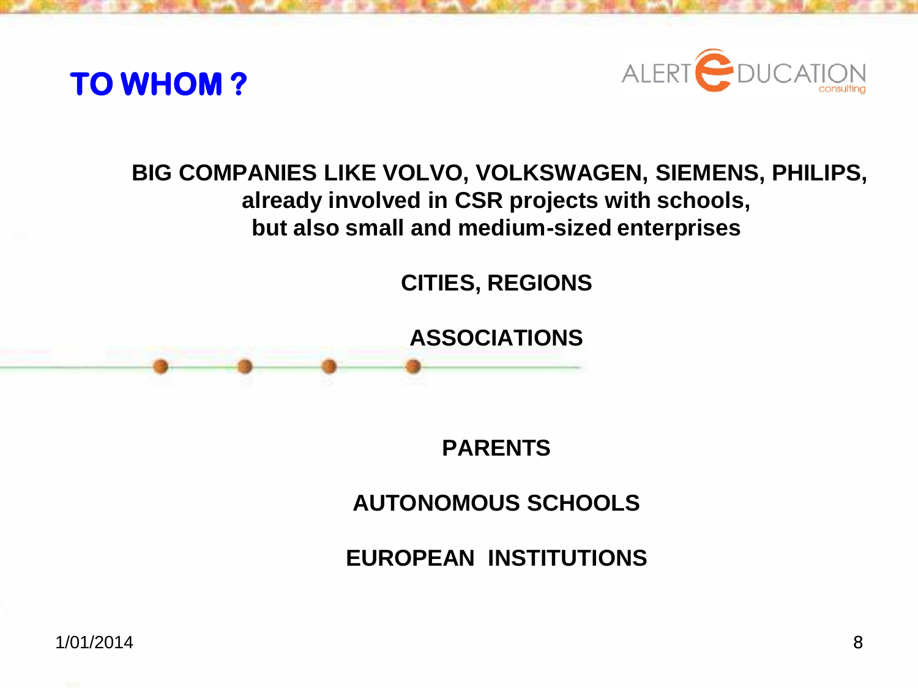# TO WHOM ?

**BIG COMPANIES LIKE VOLVO, VOLKSWAGEN, SIEMENS, PHILIPS, already involved in CSR projects with schools, but also small and medium-sized enterprises**

**CITIES, REGIONS**

**ASSOCIATIONS**

**PARENTS**

**AUTONOMOUS SCHOOLS**

**EUROPEAN INSTITUTIONS**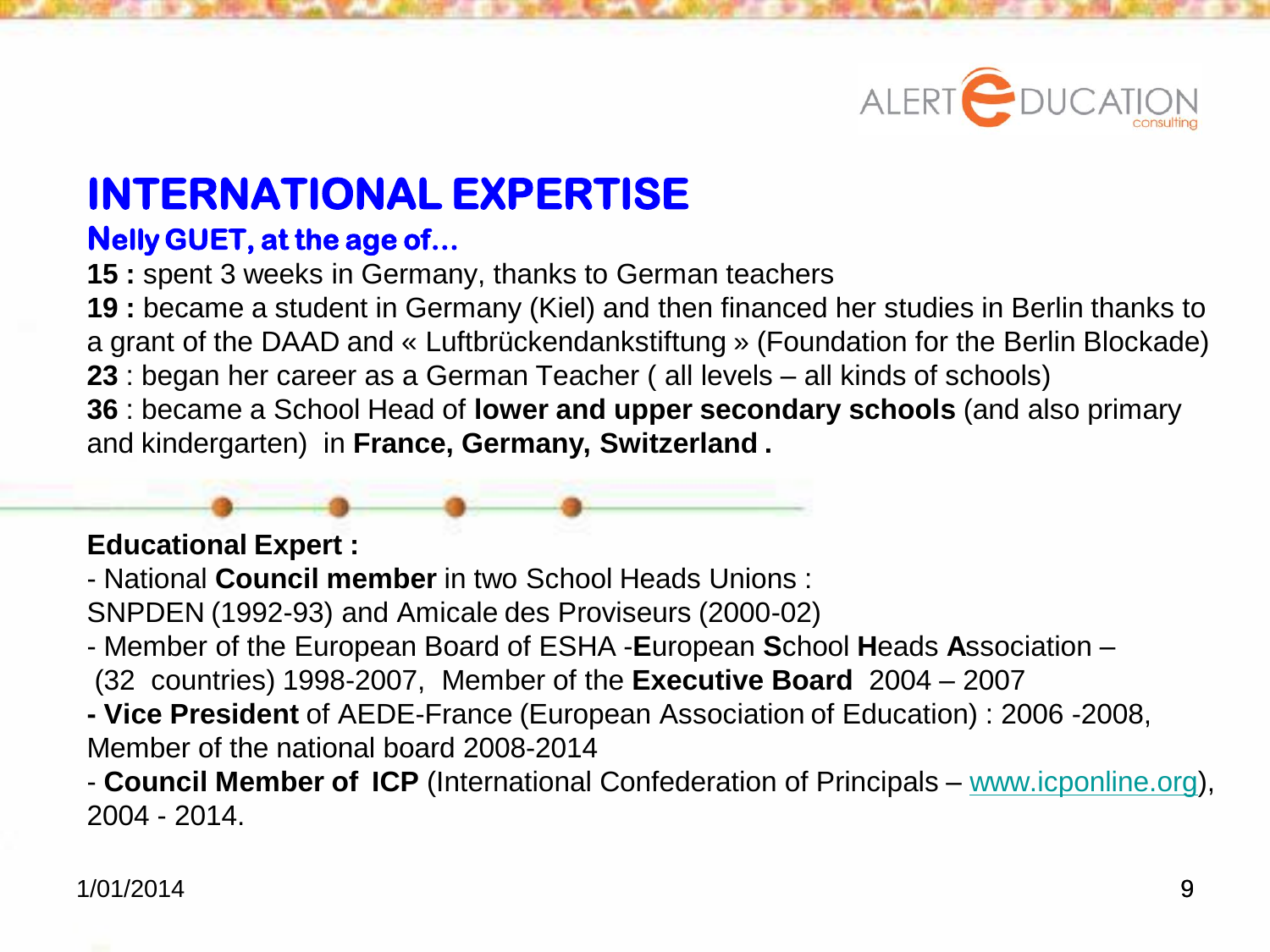# INTERNATIONAL EXPERTISE

## Nelly GUET, at the age of…

**15 :** spent 3 weeks in Germany, thanks to German teachers

**19 :** became a student in Germany (Kiel) and then financed her studies in Berlin thanks to a grant of the DAAD and « Luftbrückendankstiftung » (Foundation for the Berlin Blockade)

**23** : began her career as a German Teacher ( all levels – all kinds of schools)

**36** : became a School Head of **lower and upper secondary schools** (and also primary and kindergarten) in **France, Germany, Switzerland .**

**Educational Expert :**

- National **Council member** in two School Heads Unions :
SNPDEN (1992-93) and Amicale des Proviseurs (2000-02)
- Member of the European Board of ESHA -**E**uropean **S**chool **H**eads **A**ssociation – (32 countries) 1998-2007, Member of the **Executive Board** 2004 – 2007
- **Vice President** of AEDE-France (European Association of Education) : 2006 -2008, Member of the national board 2008-2014
- **Council Member of ICP** (International Confederation of Principals – www.icponline.org), 2004 - 2014.

1/01/2014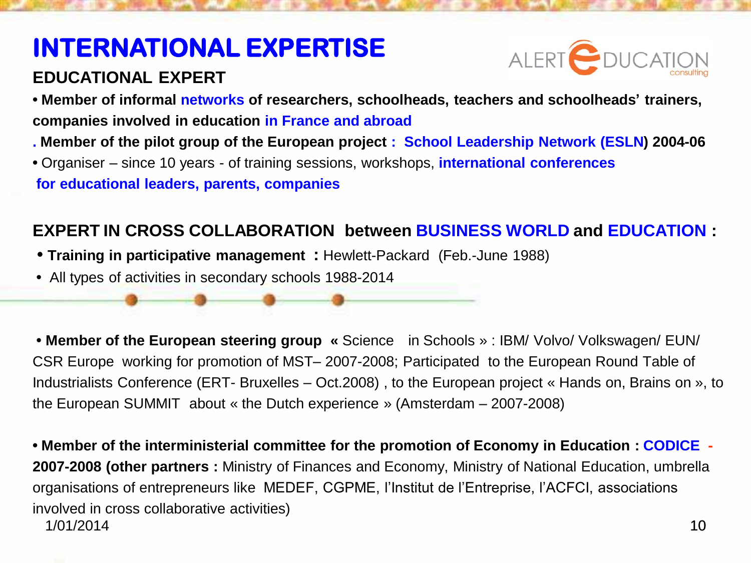# INTERNATIONAL EXPERTISE

## EDUCATIONAL EXPERT

- **Member of informal networks of researchers, schoolheads, teachers and schoolheads' trainers, companies involved in education in France and abroad**
- **Member of the pilot group of the European project : School Leadership Network (ESLN) 2004-06**
- Organiser – since 10 years - of training sessions, workshops, **international conferences for educational leaders, parents, companies**

## EXPERT IN CROSS COLLABORATION between BUSINESS WORLD and EDUCATION :

- **Training in participative management :** Hewlett-Packard (Feb.-June 1988)
- All types of activities in secondary schools 1988-2014

- **Member of the European steering group «** Science in Schools » : IBM/ Volvo/ Volkswagen/ EUN/ CSR Europe working for promotion of MST– 2007-2008; Participated to the European Round Table of Industrialists Conference (ERT- Bruxelles – Oct.2008) , to the European project « Hands on, Brains on », to the European SUMMIT about « the Dutch experience » (Amsterdam – 2007-2008)

- **Member of the interministerial committee for the promotion of Economy in Education : CODICE - 2007-2008 (other partners :** Ministry of Finances and Economy, Ministry of National Education, umbrella organisations of entrepreneurs like MEDEF, CGPME, l'Institut de l'Entreprise, l'ACFCI, associations involved in cross collaborative activities)

1/01/2014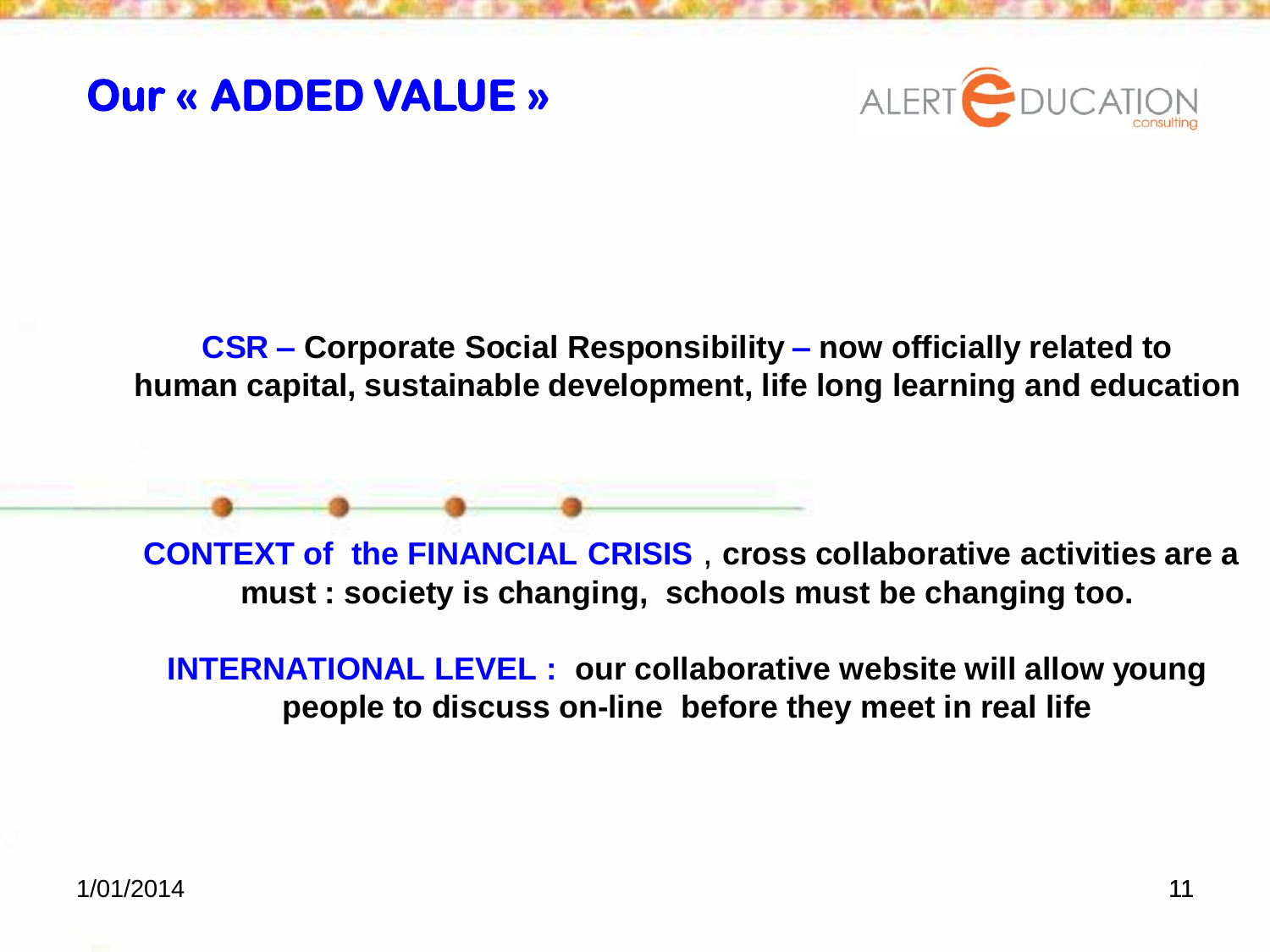# Our « ADDED VALUE »

ALERT EDUCATION consulting

**CSR – Corporate Social Responsibility – now officially related to human capital, sustainable development, life long learning and education**

**CONTEXT of the FINANCIAL CRISIS , cross collaborative activities are a must : society is changing, schools must be changing too.**

**INTERNATIONAL LEVEL : our collaborative website will allow young people to discuss on-line before they meet in real life**

1/01/2014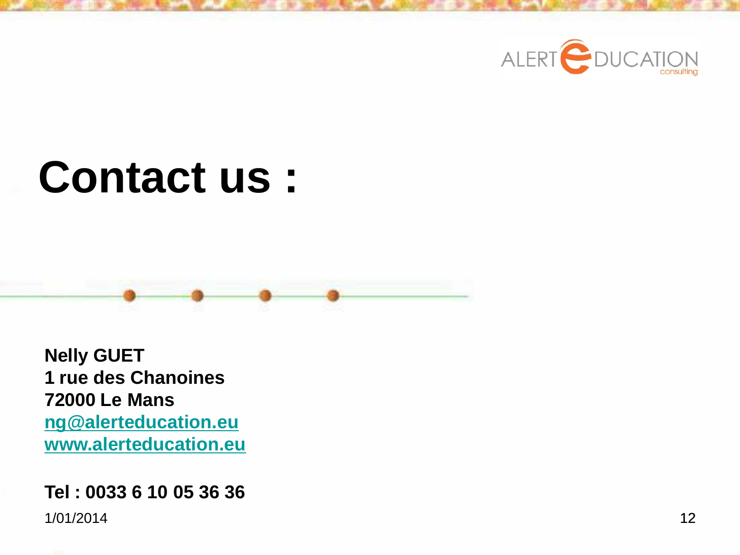# Contact us :

**Nelly GUET**
**1 rue des Chanoines**
**72000 Le Mans**
**[ng@alerteducation.eu](mailto:ng@alerteducation.eu)**
**[www.alerteducation.eu](http://www.alerteducation.eu)**

**Tel : 0033 6 10 05 36 36**

1/01/2014